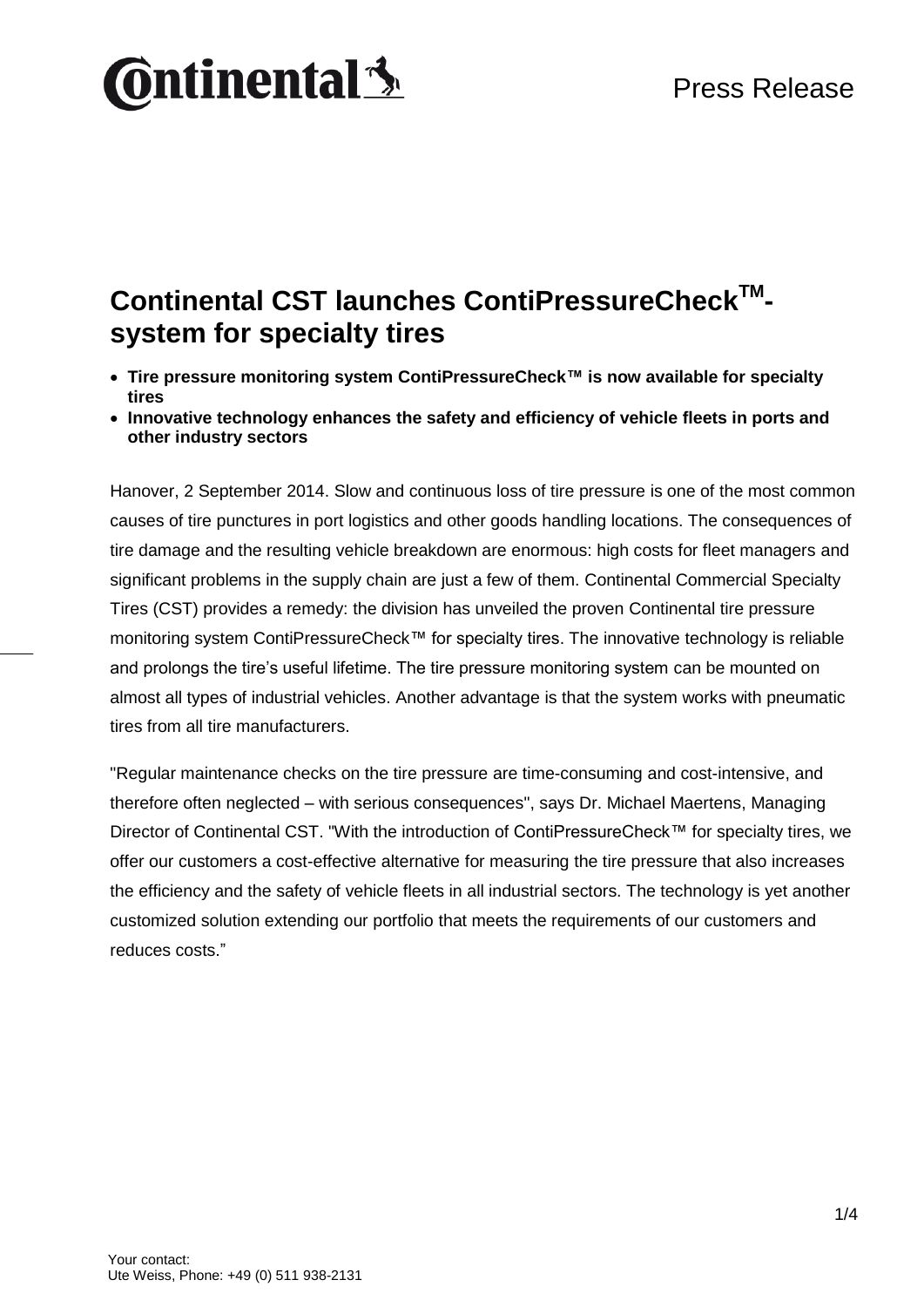**Continental** Press Release

# Continental CST launches ContiPressureCheck™-system for specialty tires

- **Tire pressure monitoring system ContiPressureCheck™ is now available for specialty tires**
- **Innovative technology enhances the safety and efficiency of vehicle fleets in ports and other industry sectors**

Hanover, 2 September 2014. Slow and continuous loss of tire pressure is one of the most common causes of tire punctures in port logistics and other goods handling locations. The consequences of tire damage and the resulting vehicle breakdown are enormous: high costs for fleet managers and significant problems in the supply chain are just a few of them. Continental Commercial Specialty Tires (CST) provides a remedy: the division has unveiled the proven Continental tire pressure monitoring system ContiPressureCheck™ for specialty tires. The innovative technology is reliable and prolongs the tire's useful lifetime. The tire pressure monitoring system can be mounted on almost all types of industrial vehicles. Another advantage is that the system works with pneumatic tires from all tire manufacturers.

"Regular maintenance checks on the tire pressure are time-consuming and cost-intensive, and therefore often neglected – with serious consequences", says Dr. Michael Maertens, Managing Director of Continental CST. "With the introduction of ContiPressureCheck™ for specialty tires, we offer our customers a cost-effective alternative for measuring the tire pressure that also increases the efficiency and the safety of vehicle fleets in all industrial sectors. The technology is yet another customized solution extending our portfolio that meets the requirements of our customers and reduces costs."

Your contact:
Ute Weiss, Phone: +49 (0) 511 938-2131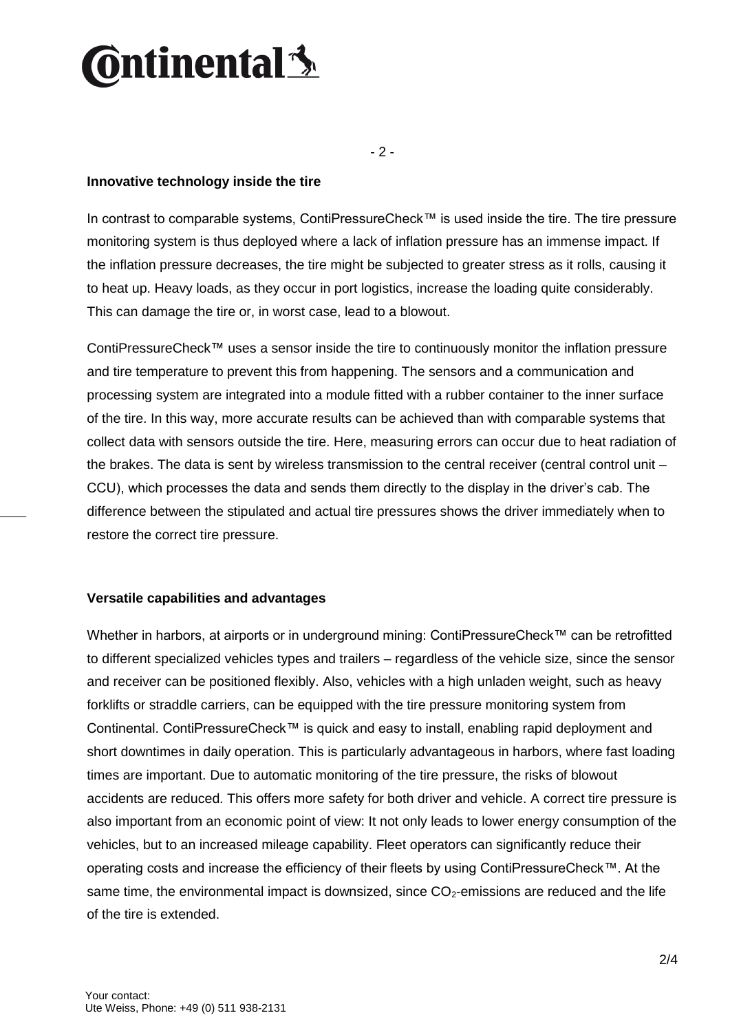## Innovative technology inside the tire

In contrast to comparable systems, ContiPressureCheck™ is used inside the tire. The tire pressure monitoring system is thus deployed where a lack of inflation pressure has an immense impact. If the inflation pressure decreases, the tire might be subjected to greater stress as it rolls, causing it to heat up. Heavy loads, as they occur in port logistics, increase the loading quite considerably. This can damage the tire or, in worst case, lead to a blowout.

ContiPressureCheck™ uses a sensor inside the tire to continuously monitor the inflation pressure and tire temperature to prevent this from happening. The sensors and a communication and processing system are integrated into a module fitted with a rubber container to the inner surface of the tire. In this way, more accurate results can be achieved than with comparable systems that collect data with sensors outside the tire. Here, measuring errors can occur due to heat radiation of the brakes. The data is sent by wireless transmission to the central receiver (central control unit – CCU), which processes the data and sends them directly to the display in the driver's cab. The difference between the stipulated and actual tire pressures shows the driver immediately when to restore the correct tire pressure.

## Versatile capabilities and advantages

Whether in harbors, at airports or in underground mining: ContiPressureCheck™ can be retrofitted to different specialized vehicles types and trailers – regardless of the vehicle size, since the sensor and receiver can be positioned flexibly. Also, vehicles with a high unladen weight, such as heavy forklifts or straddle carriers, can be equipped with the tire pressure monitoring system from Continental. ContiPressureCheck™ is quick and easy to install, enabling rapid deployment and short downtimes in daily operation. This is particularly advantageous in harbors, where fast loading times are important. Due to automatic monitoring of the tire pressure, the risks of blowout accidents are reduced. This offers more safety for both driver and vehicle. A correct tire pressure is also important from an economic point of view: It not only leads to lower energy consumption of the vehicles, but to an increased mileage capability. Fleet operators can significantly reduce their operating costs and increase the efficiency of their fleets by using ContiPressureCheck™. At the same time, the environmental impact is downsized, since $CO_2$-emissions are reduced and the life of the tire is extended.

Your contact:
Ute Weiss, Phone: +49 (0) 511 938-2131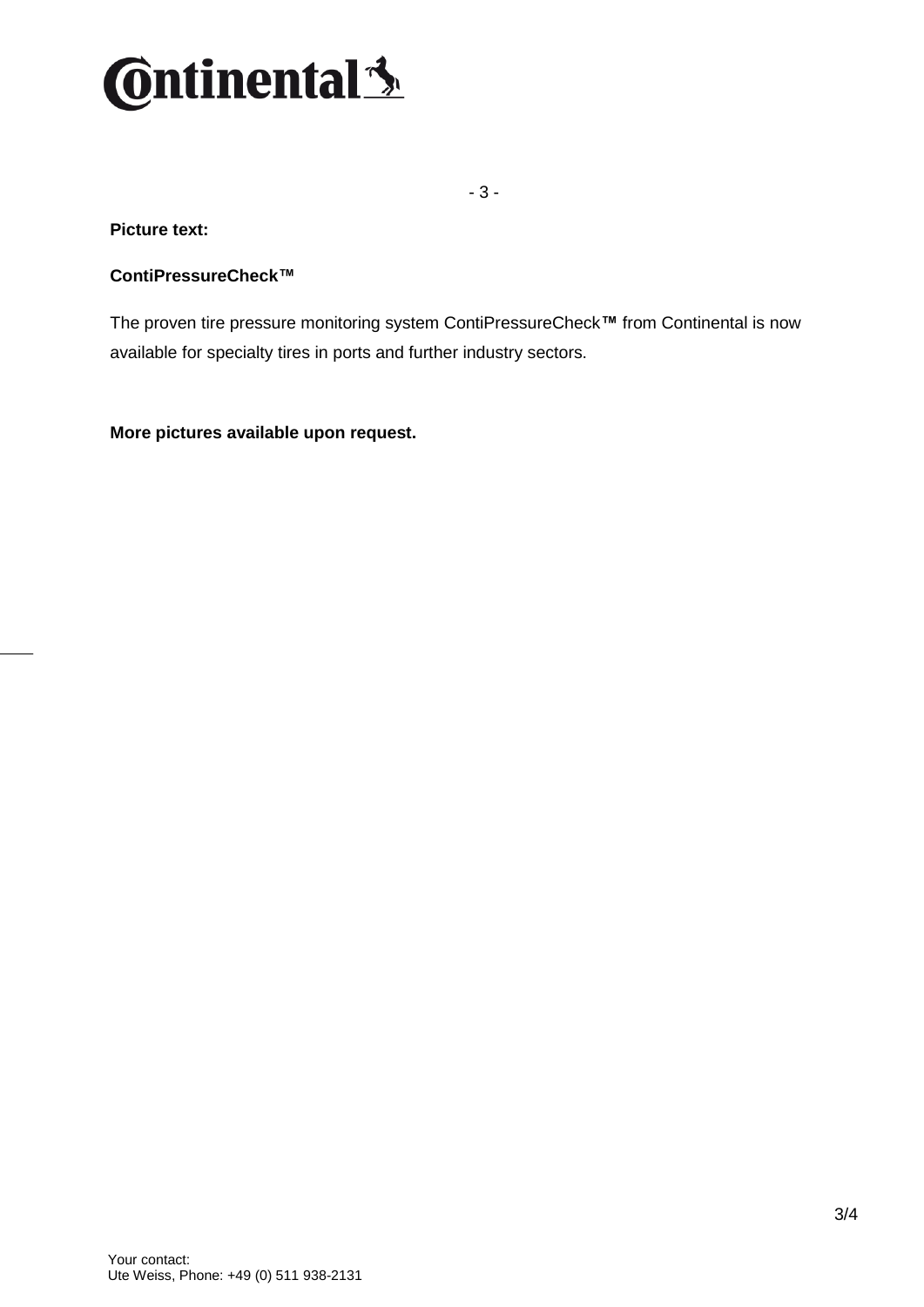**Picture text:**

**ContiPressureCheck™**

The proven tire pressure monitoring system ContiPressureCheck**™** from Continental is now available for specialty tires in ports and further industry sectors.

**More pictures available upon request.**

Your contact:
Ute Weiss, Phone: +49 (0) 511 938-2131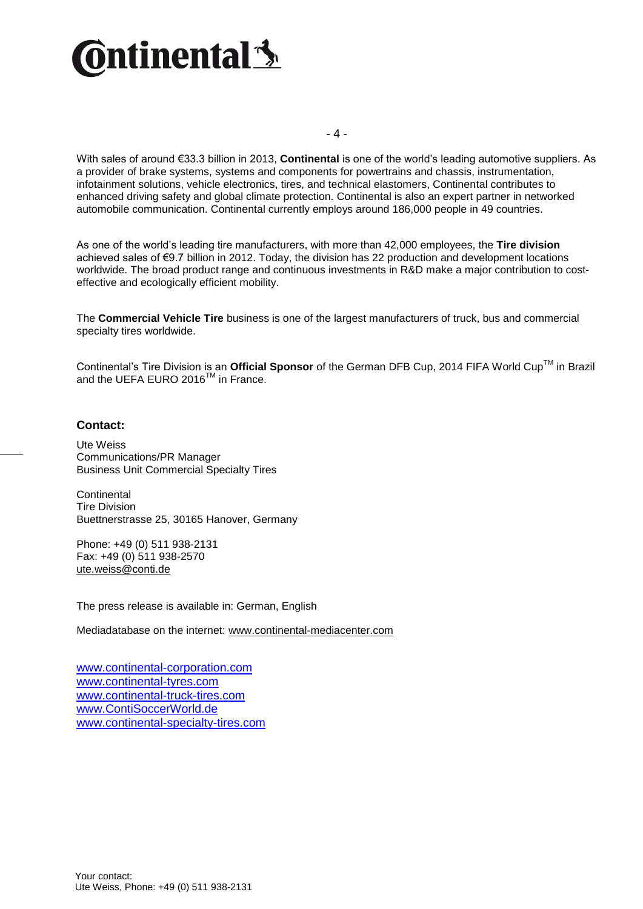With sales of around €33.3 billion in 2013, **Continental** is one of the world's leading automotive suppliers. As a provider of brake systems, systems and components for powertrains and chassis, instrumentation, infotainment solutions, vehicle electronics, tires, and technical elastomers, Continental contributes to enhanced driving safety and global climate protection. Continental is also an expert partner in networked automobile communication. Continental currently employs around 186,000 people in 49 countries.

As one of the world's leading tire manufacturers, with more than 42,000 employees, the **Tire division** achieved sales of €9.7 billion in 2012. Today, the division has 22 production and development locations worldwide. The broad product range and continuous investments in R&D make a major contribution to cost-effective and ecologically efficient mobility.

The **Commercial Vehicle Tire** business is one of the largest manufacturers of truck, bus and commercial specialty tires worldwide.

Continental's Tire Division is an **Official Sponsor** of the German DFB Cup, 2014 FIFA World Cup™ in Brazil and the UEFA EURO 2016™ in France.

**Contact:**

Ute Weiss
Communications/PR Manager
Business Unit Commercial Specialty Tires

Continental
Tire Division
Buettnerstrasse 25, 30165 Hanover, Germany

Phone: +49 (0) 511 938-2131
Fax: +49 (0) 511 938-2570
ute.weiss@conti.de

The press release is available in: German, English

Mediadatabase on the internet: www.continental-mediacenter.com

www.continental-corporation.com
www.continental-tyres.com
www.continental-truck-tires.com
www.ContiSoccerWorld.de
www.continental-specialty-tires.com

Your contact:
Ute Weiss, Phone: +49 (0) 511 938-2131